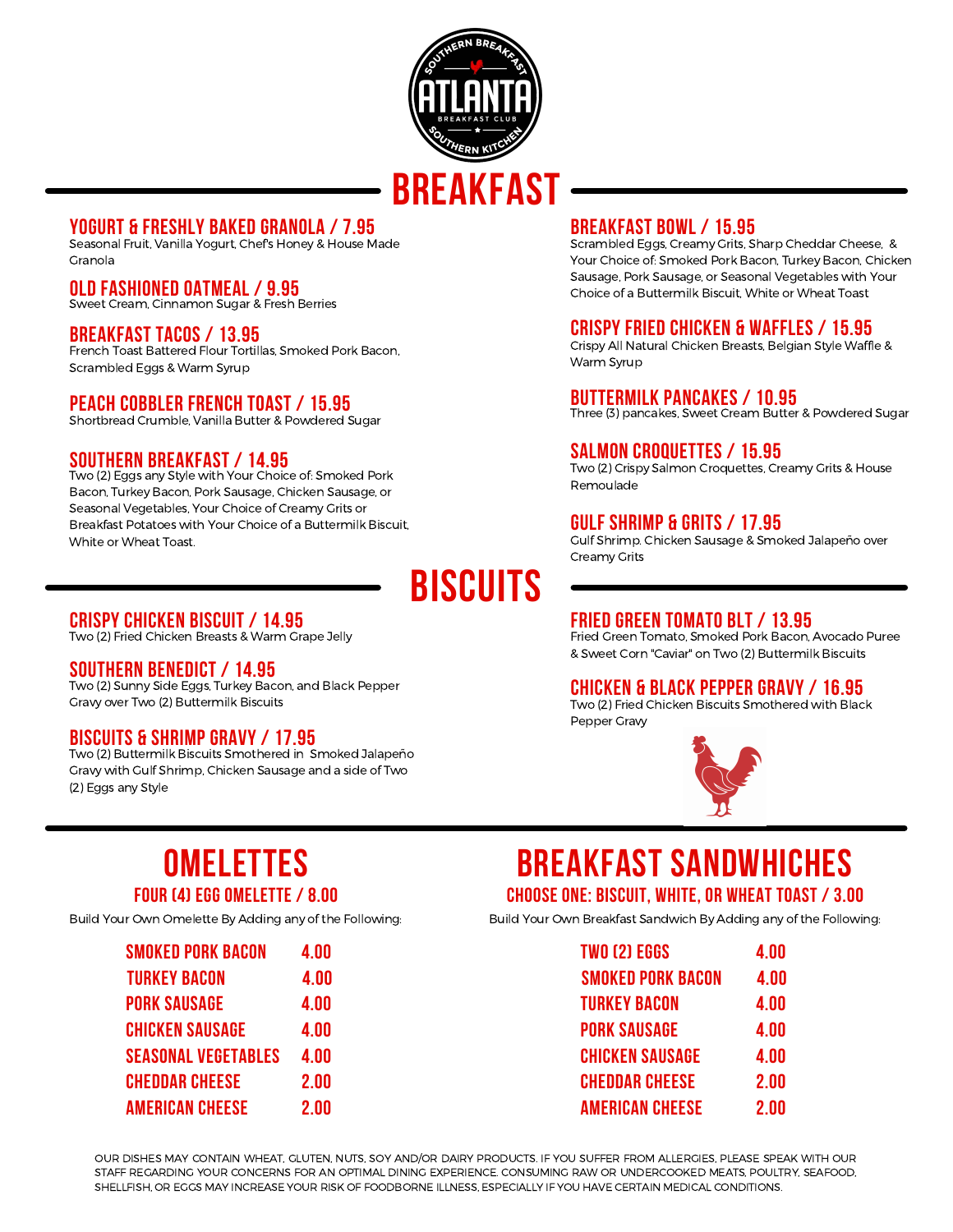# BREAKFAST

### YOGURT & FRESHLY BAKED GRANOLA / 7.95
Seasonal Fruit, Vanilla Yogurt, Chef's Honey & House Made Granola

### OLD FASHIONED OATMEAL / 9.95
Sweet Cream, Cinnamon Sugar & Fresh Berries

### BREAKFAST TACOS / 13.95
French Toast Battered Flour Tortillas, Smoked Pork Bacon, Scrambled Eggs & Warm Syrup

### PEACH COBBLER FRENCH TOAST / 15.95
Shortbread Crumble, Vanilla Butter & Powdered Sugar

### SOUTHERN BREAKFAST / 14.95
Two (2) Eggs any Style with Your Choice of: Smoked Pork Bacon, Turkey Bacon, Pork Sausage, Chicken Sausage, or Seasonal Vegetables, Your Choice of Creamy Grits or Breakfast Potatoes with Your Choice of a Buttermilk Biscuit, White or Wheat Toast.

### BREAKFAST BOWL / 15.95
Scrambled Eggs, Creamy Grits, Sharp Cheddar Cheese, & Your Choice of: Smoked Pork Bacon, Turkey Bacon, Chicken Sausage, Pork Sausage, or Seasonal Vegetables with Your Choice of a Buttermilk Biscuit, White or Wheat Toast

### CRISPY FRIED CHICKEN & WAFFLES / 15.95
Crispy All Natural Chicken Breasts, Belgian Style Waffle & Warm Syrup

### BUTTERMILK PANCAKES / 10.95
Three (3) pancakes, Sweet Cream Butter & Powdered Sugar

### SALMON CROQUETTES / 15.95
Two (2) Crispy Salmon Croquettes, Creamy Grits & House Remoulade

### GULF SHRIMP & GRITS / 17.95
Gulf Shrimp. Chicken Sausage & Smoked Jalapeño over Creamy Grits

# BISCUITS

### CRISPY CHICKEN BISCUIT / 14.95
Two (2) Fried Chicken Breasts & Warm Grape Jelly

### SOUTHERN BENEDICT / 14.95
Two (2) Sunny Side Eggs, Turkey Bacon, and Black Pepper Gravy over Two (2) Buttermilk Biscuits

### BISCUITS & SHRIMP GRAVY / 17.95
Two (2) Buttermilk Biscuits Smothered in Smoked Jalapeño Gravy with Gulf Shrimp, Chicken Sausage and a side of Two (2) Eggs any Style

### FRIED GREEN TOMATO BLT / 13.95
Fried Green Tomato, Smoked Pork Bacon, Avocado Puree & Sweet Corn "Caviar" on Two (2) Buttermilk Biscuits

### CHICKEN & BLACK PEPPER GRAVY / 16.95
Two (2) Fried Chicken Biscuits Smothered with Black Pepper Gravy

# OMELETTES

### FOUR (4) EGG OMELETTE / 8.00

Build Your Own Omelette By Adding any of the Following:

| | |
|---|---|
| SMOKED PORK BACON | 4.00 |
| TURKEY BACON | 4.00 |
| PORK SAUSAGE | 4.00 |
| CHICKEN SAUSAGE | 4.00 |
| SEASONAL VEGETABLES | 4.00 |
| CHEDDAR CHEESE | 2.00 |
| AMERICAN CHEESE | 2.00 |

# BREAKFAST SANDWHICHES

### CHOOSE ONE: BISCUIT, WHITE, OR WHEAT TOAST / 3.00

Build Your Own Breakfast Sandwich By Adding any of the Following:

| | |
|---|---|
| TWO (2) EGGS | 4.00 |
| SMOKED PORK BACON | 4.00 |
| TURKEY BACON | 4.00 |
| PORK SAUSAGE | 4.00 |
| CHICKEN SAUSAGE | 4.00 |
| CHEDDAR CHEESE | 2.00 |
| AMERICAN CHEESE | 2.00 |

OUR DISHES MAY CONTAIN WHEAT, GLUTEN, NUTS, SOY AND/OR DAIRY PRODUCTS. IF YOU SUFFER FROM ALLERGIES, PLEASE SPEAK WITH OUR STAFF REGARDING YOUR CONCERNS FOR AN OPTIMAL DINING EXPERIENCE. CONSUMING RAW OR UNDERCOOKED MEATS, POULTRY, SEAFOOD, SHELLFISH, OR EGGS MAY INCREASE YOUR RISK OF FOODBORNE ILLNESS, ESPECIALLY IF YOU HAVE CERTAIN MEDICAL CONDITIONS.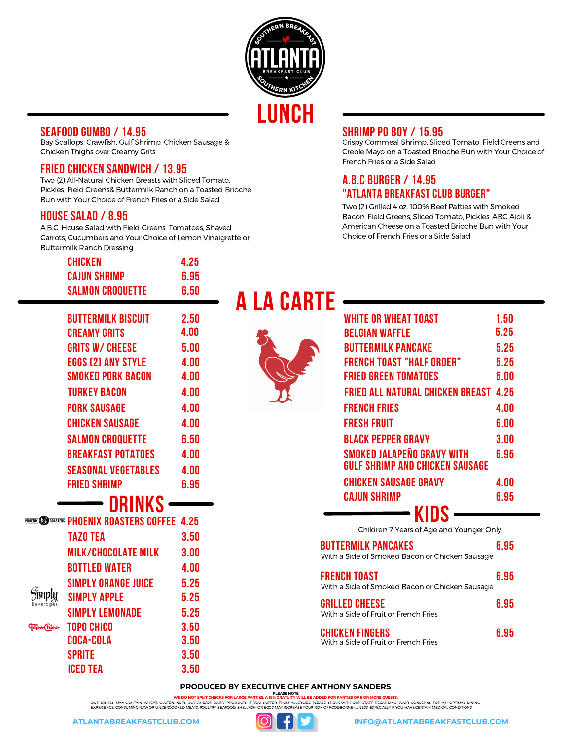# LUNCH

## SEAFOOD GUMBO / 14.95
Bay Scallops, Crawfish, Gulf Shrimp, Chicken Sausage & Chicken Thighs over Creamy Grits

## FRIED CHICKEN SANDWICH / 13.95
Two (2) All-Natural Chicken Breasts with Sliced Tomato, Pickles, Field Greens& Buttermilk Ranch on a Toasted Brioche Bun with Your Choice of French Fries or a Side Salad

## HOUSE SALAD / 8.95
A.B.C. House Salad with Field Greens, Tomatoes, Shaved Carrots, Cucumbers and Your Choice of Lemon Vinaigrette or Buttermilk Ranch Dressing

| | |
|---|---|
| CHICKEN | 4.25 |
| CAJUN SHRIMP | 6.95 |
| SALMON CROQUETTE | 6.50 |

## SHRIMP PO BOY / 15.95
Crispy Cornmeal Shrimp, Sliced Tomato, Field Greens and Creole Mayo on a Toasted Brioche Bun with Your Choice of French Fries or a Side Salad

## A.B.C BURGER / 14.95
## "ATLANTA BREAKFAST CLUB BURGER"
Two (2) Grilled 4 oz. 100% Beef Patties with Smoked Bacon, Field Greens, Sliced Tomato, Pickles, ABC Aioli & American Cheese on a Toasted Brioche Bun with Your Choice of French Fries or a Side Salad

# A LA CARTE

| | |
|---|---|
| BUTTERMILK BISCUIT | 2.50 |
| CREAMY GRITS | 4.00 |
| GRITS W/ CHEESE | 5.00 |
| EGGS (2) ANY STYLE | 4.00 |
| SMOKED PORK BACON | 4.00 |
| TURKEY BACON | 4.00 |
| PORK SAUSAGE | 4.00 |
| CHICKEN SAUSAGE | 4.00 |
| SALMON CROQUETTE | 6.50 |
| BREAKFAST POTATOES | 4.00 |
| SEASONAL VEGETABLES | 4.00 |
| FRIED SHRIMP | 6.95 |
| WHITE OR WHEAT TOAST | 1.50 |
| BELGIAN WAFFLE | 5.25 |
| BUTTERMILK PANCAKE | 5.25 |
| FRENCH TOAST "HALF ORDER" | 5.25 |
| FRIED GREEN TOMATOES | 5.00 |
| FRIED ALL NATURAL CHICKEN BREAST | 4.25 |
| FRENCH FRIES | 4.00 |
| FRESH FRUIT | 6.00 |
| BLACK PEPPER GRAVY | 3.00 |
| SMOKED JALAPEÑO GRAVY WITH GULF SHRIMP AND CHICKEN SAUSAGE | 6.95 |
| CHICKEN SAUSAGE GRAVY | 4.00 |
| CAJUN SHRIMP | 6.95 |

# DRINKS

| | |
|---|---|
| PHOENIX ROASTERS COFFEE | 4.25 |
| TAZO TEA | 3.50 |
| MILK/CHOCOLATE MILK | 3.00 |
| BOTTLED WATER | 4.00 |
| SIMPLY ORANGE JUICE | 5.25 |
| SIMPLY APPLE | 5.25 |
| SIMPLY LEMONADE | 5.25 |
| TOPO CHICO | 3.50 |
| COCA-COLA | 3.50 |
| SPRITE | 3.50 |
| ICED TEA | 3.50 |

# KIDS

Children 7 Years of Age and Younger Only

**BUTTERMILK PANCAKES** 6.95
With a Side of Smoked Bacon or Chicken Sausage

**FRENCH TOAST** 6.95
With a Side of Smoked Bacon or Chicken Sausage

**GRILLED CHEESE** 6.95
With a Side of Fruit or French Fries

**CHICKEN FINGERS** 6.95
With a Side of Fruit or French Fries

**PRODUCED BY EXECUTIVE CHEF ANTHONY SANDERS**

PLEASE NOTE

WE DO NOT SPLIT CHECKS FOR LARGE PARTIES. A 18% GRATUITY WILL BE ADDED FOR PARTIES OF 6 OR MORE GUESTS.

OUR DISHES MAY CONTAIN WHEAT, GLUTEN, NUTS, SOY AND/OR DAIRY PRODUCTS. IF YOU SUFFER FROM ALLERGIES, PLEASE SPEAK WITH OUR STAFF REGARDING YOUR CONCERNS FOR AN OPTIMAL DINING EXPERIENCE. CONSUMING RAW OR UNDERCOOKED MEATS, POULTRY, SEAFOOD, SHELLFISH, OR EGGS MAY INCREASE YOUR RISK OF FOODBORNE ILLNESS, ESPECIALLY IF YOU HAVE CERTAIN MEDICAL CONDITIONS.

ATLANTABREAKFASTCLUB.COM

INFO@ATLANTABREAKFASTCLUB.COM